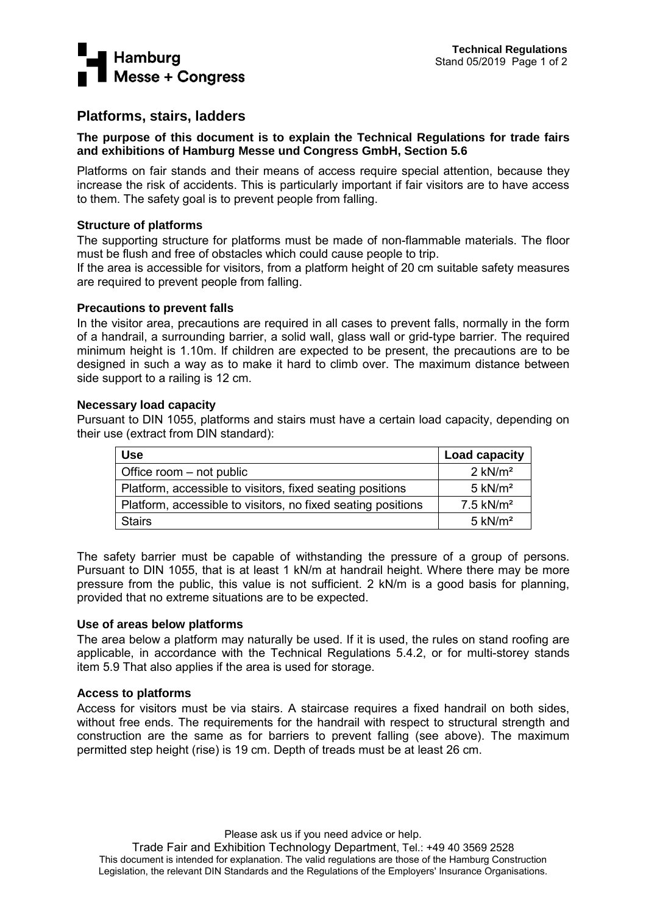# Platforms, stairs, ladders

**The purpose of this document is to explain the Technical Regulations for trade fairs and exhibitions of Hamburg Messe und Congress GmbH, Section 5.6**

Platforms on fair stands and their means of access require special attention, because they increase the risk of accidents. This is particularly important if fair visitors are to have access to them. The safety goal is to prevent people from falling.

### Structure of platforms

The supporting structure for platforms must be made of non-flammable materials. The floor must be flush and free of obstacles which could cause people to trip.
If the area is accessible for visitors, from a platform height of 20 cm suitable safety measures are required to prevent people from falling.

### Precautions to prevent falls

In the visitor area, precautions are required in all cases to prevent falls, normally in the form of a handrail, a surrounding barrier, a solid wall, glass wall or grid-type barrier. The required minimum height is 1.10m. If children are expected to be present, the precautions are to be designed in such a way as to make it hard to climb over. The maximum distance between side support to a railing is 12 cm.

### Necessary load capacity

Pursuant to DIN 1055, platforms and stairs must have a certain load capacity, depending on their use (extract from DIN standard):

| Use | Load capacity |
|---|---|
| Office room – not public | 2 kN/m² |
| Platform, accessible to visitors, fixed seating positions | 5 kN/m² |
| Platform, accessible to visitors, no fixed seating positions | 7.5 kN/m² |
| Stairs | 5 kN/m² |

The safety barrier must be capable of withstanding the pressure of a group of persons. Pursuant to DIN 1055, that is at least 1 kN/m at handrail height. Where there may be more pressure from the public, this value is not sufficient. 2 kN/m is a good basis for planning, provided that no extreme situations are to be expected.

### Use of areas below platforms

The area below a platform may naturally be used. If it is used, the rules on stand roofing are applicable, in accordance with the Technical Regulations 5.4.2, or for multi-storey stands item 5.9 That also applies if the area is used for storage.

### Access to platforms

Access for visitors must be via stairs. A staircase requires a fixed handrail on both sides, without free ends. The requirements for the handrail with respect to structural strength and construction are the same as for barriers to prevent falling (see above). The maximum permitted step height (rise) is 19 cm. Depth of treads must be at least 26 cm.

Please ask us if you need advice or help.
Trade Fair and Exhibition Technology Department, Tel.: +49 40 3569 2528
This document is intended for explanation. The valid regulations are those of the Hamburg Construction Legislation, the relevant DIN Standards and the Regulations of the Employers' Insurance Organisations.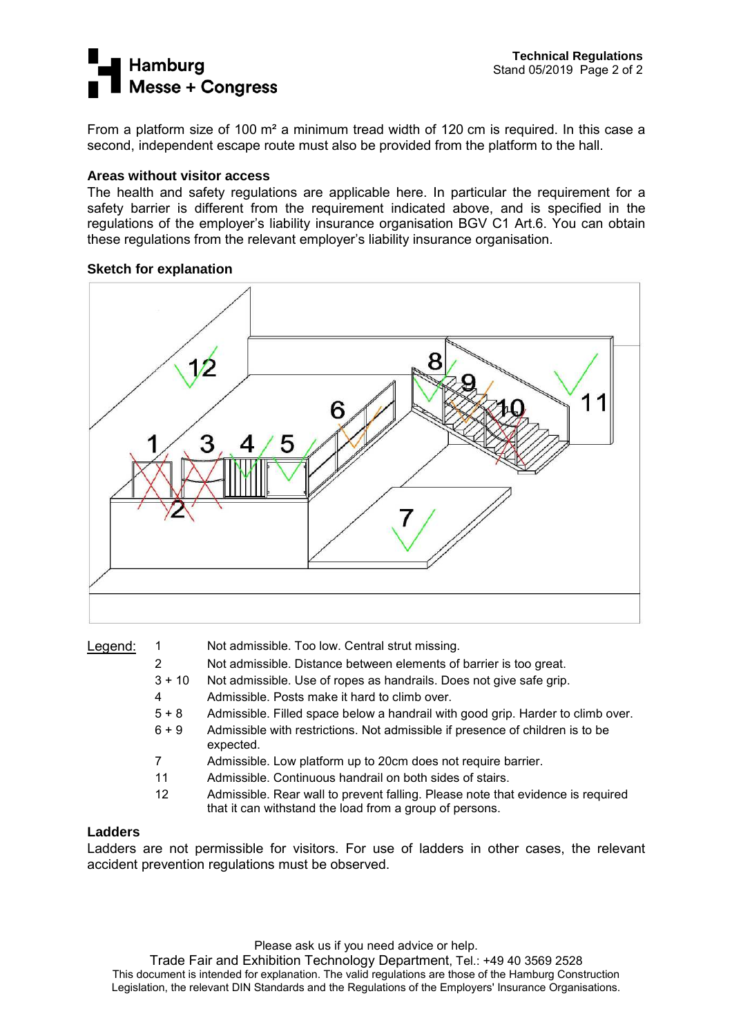From a platform size of 100 m² a minimum tread width of 120 cm is required. In this case a second, independent escape route must also be provided from the platform to the hall.

**Areas without visitor access**

The health and safety regulations are applicable here. In particular the requirement for a safety barrier is different from the requirement indicated above, and is specified in the regulations of the employer's liability insurance organisation BGV C1 Art.6. You can obtain these regulations from the relevant employer's liability insurance organisation.

**Sketch for explanation**

12
8
9
6
10
11
1
3
4
5
2
7

| | | |
|---|---|---|
| Legend: | 1 | Not admissible. Too low. Central strut missing. |
| | 2 | Not admissible. Distance between elements of barrier is too great. |
| | 3 + 10 | Not admissible. Use of ropes as handrails. Does not give safe grip. |
| | 4 | Admissible. Posts make it hard to climb over. |
| | 5 + 8 | Admissible. Filled space below a handrail with good grip. Harder to climb over. |
| | 6 + 9 | Admissible with restrictions. Not admissible if presence of children is to be expected. |
| | 7 | Admissible. Low platform up to 20cm does not require barrier. |
| | 11 | Admissible. Continuous handrail on both sides of stairs. |
| | 12 | Admissible. Rear wall to prevent falling. Please note that evidence is required that it can withstand the load from a group of persons. |

**Ladders**

Ladders are not permissible for visitors. For use of ladders in other cases, the relevant accident prevention regulations must be observed.

Please ask us if you need advice or help.
Trade Fair and Exhibition Technology Department, Tel.: +49 40 3569 2528
This document is intended for explanation. The valid regulations are those of the Hamburg Construction Legislation, the relevant DIN Standards and the Regulations of the Employers' Insurance Organisations.